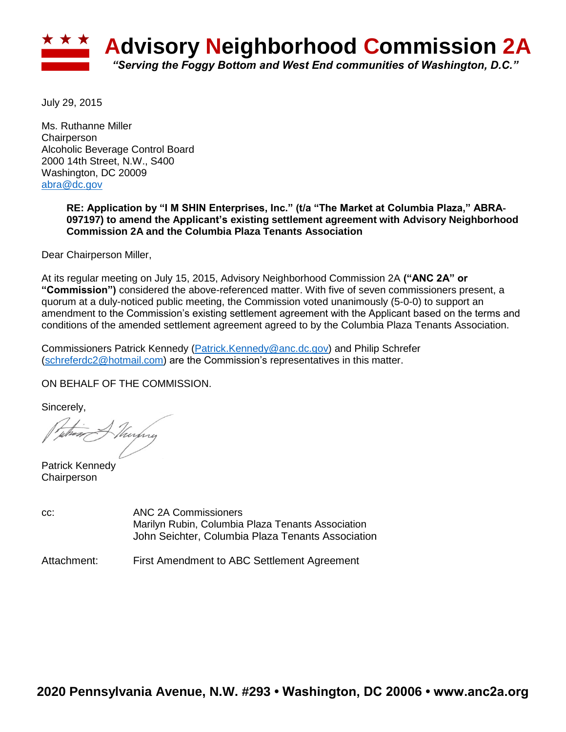# Advisory Neighborhood Commission 2A

*"Serving the Foggy Bottom and West End communities of Washington, D.C."*

July 29, 2015

Ms. Ruthanne Miller
Chairperson
Alcoholic Beverage Control Board
2000 14th Street, N.W., S400
Washington, DC 20009
abra@dc.gov

**RE: Application by "I M SHIN Enterprises, Inc." (t/a "The Market at Columbia Plaza," ABRA-097197) to amend the Applicant's existing settlement agreement with Advisory Neighborhood Commission 2A and the Columbia Plaza Tenants Association**

Dear Chairperson Miller,

At its regular meeting on July 15, 2015, Advisory Neighborhood Commission 2A **("ANC 2A" or "Commission")** considered the above-referenced matter. With five of seven commissioners present, a quorum at a duly-noticed public meeting, the Commission voted unanimously (5-0-0) to support an amendment to the Commission's existing settlement agreement with the Applicant based on the terms and conditions of the amended settlement agreement agreed to by the Columbia Plaza Tenants Association.

Commissioners Patrick Kennedy (Patrick.Kennedy@anc.dc.gov) and Philip Schrefer (schreferdc2@hotmail.com) are the Commission's representatives in this matter.

ON BEHALF OF THE COMMISSION.

Sincerely,

Patrick Kennedy
Chairperson

cc: ANC 2A Commissioners
Marilyn Rubin, Columbia Plaza Tenants Association
John Seichter, Columbia Plaza Tenants Association

Attachment: First Amendment to ABC Settlement Agreement

2020 Pennsylvania Avenue, N.W. #293 • Washington, DC 20006 • www.anc2a.org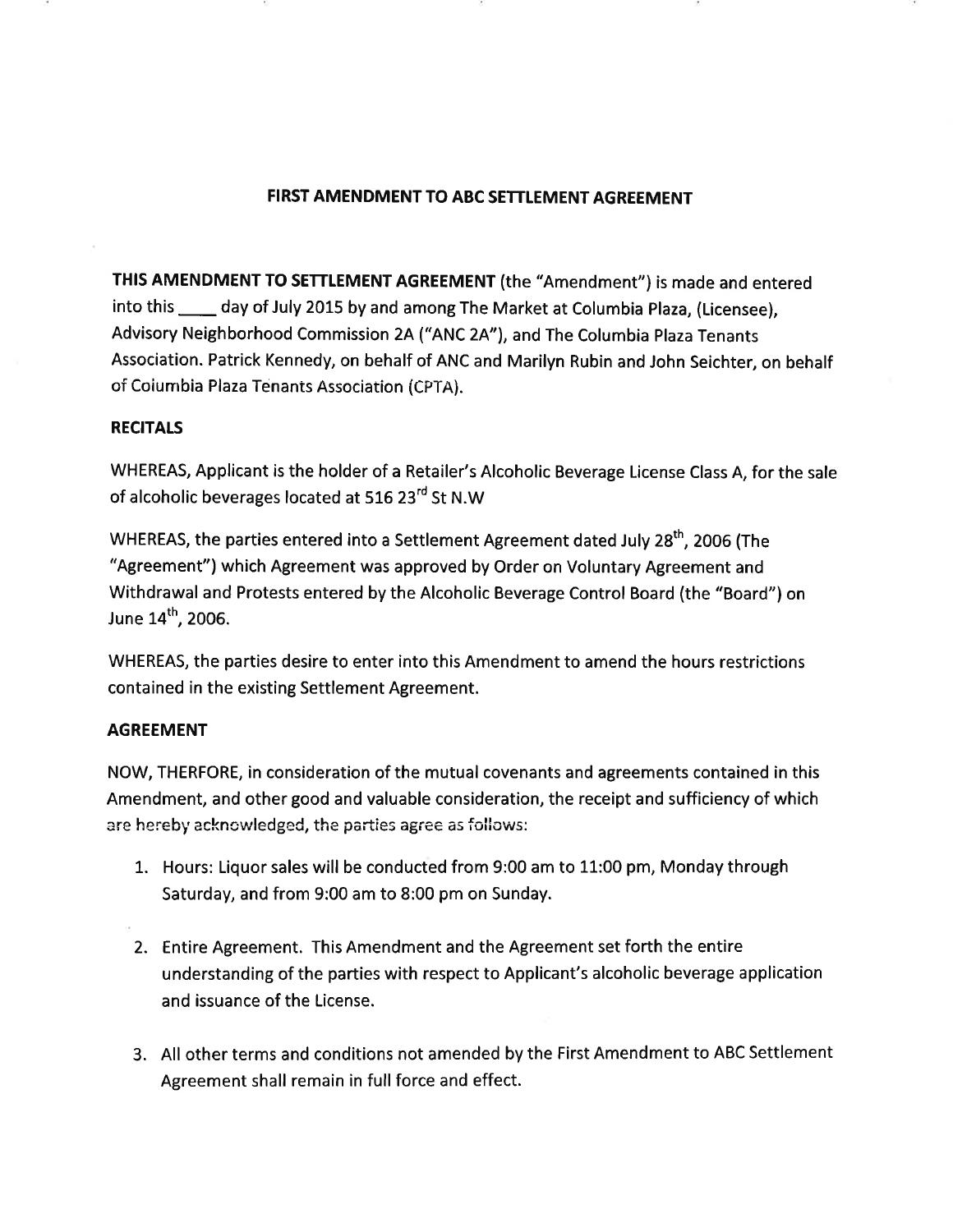## FIRST AMENDMENT TO ABC SETTLEMENT AGREEMENT

**THIS AMENDMENT TO SETTLEMENT AGREEMENT** (the "Amendment") is made and entered into this ____ day of July 2015 by and among The Market at Columbia Plaza, (Licensee), Advisory Neighborhood Commission 2A ("ANC 2A"), and The Columbia Plaza Tenants Association. Patrick Kennedy, on behalf of ANC and Marilyn Rubin and John Seichter, on behalf of Columbia Plaza Tenants Association (CPTA).

### RECITALS

WHEREAS, Applicant is the holder of a Retailer's Alcoholic Beverage License Class A, for the sale of alcoholic beverages located at 516 23rd St N.W

WHEREAS, the parties entered into a Settlement Agreement dated July 28th, 2006 (The "Agreement") which Agreement was approved by Order on Voluntary Agreement and Withdrawal and Protests entered by the Alcoholic Beverage Control Board (the "Board") on June 14th, 2006.

WHEREAS, the parties desire to enter into this Amendment to amend the hours restrictions contained in the existing Settlement Agreement.

### AGREEMENT

NOW, THERFORE, in consideration of the mutual covenants and agreements contained in this Amendment, and other good and valuable consideration, the receipt and sufficiency of which are hereby acknowledged, the parties agree as follows:

1. Hours: Liquor sales will be conducted from 9:00 am to 11:00 pm, Monday through Saturday, and from 9:00 am to 8:00 pm on Sunday.

2. Entire Agreement. This Amendment and the Agreement set forth the entire understanding of the parties with respect to Applicant's alcoholic beverage application and issuance of the License.

3. All other terms and conditions not amended by the First Amendment to ABC Settlement Agreement shall remain in full force and effect.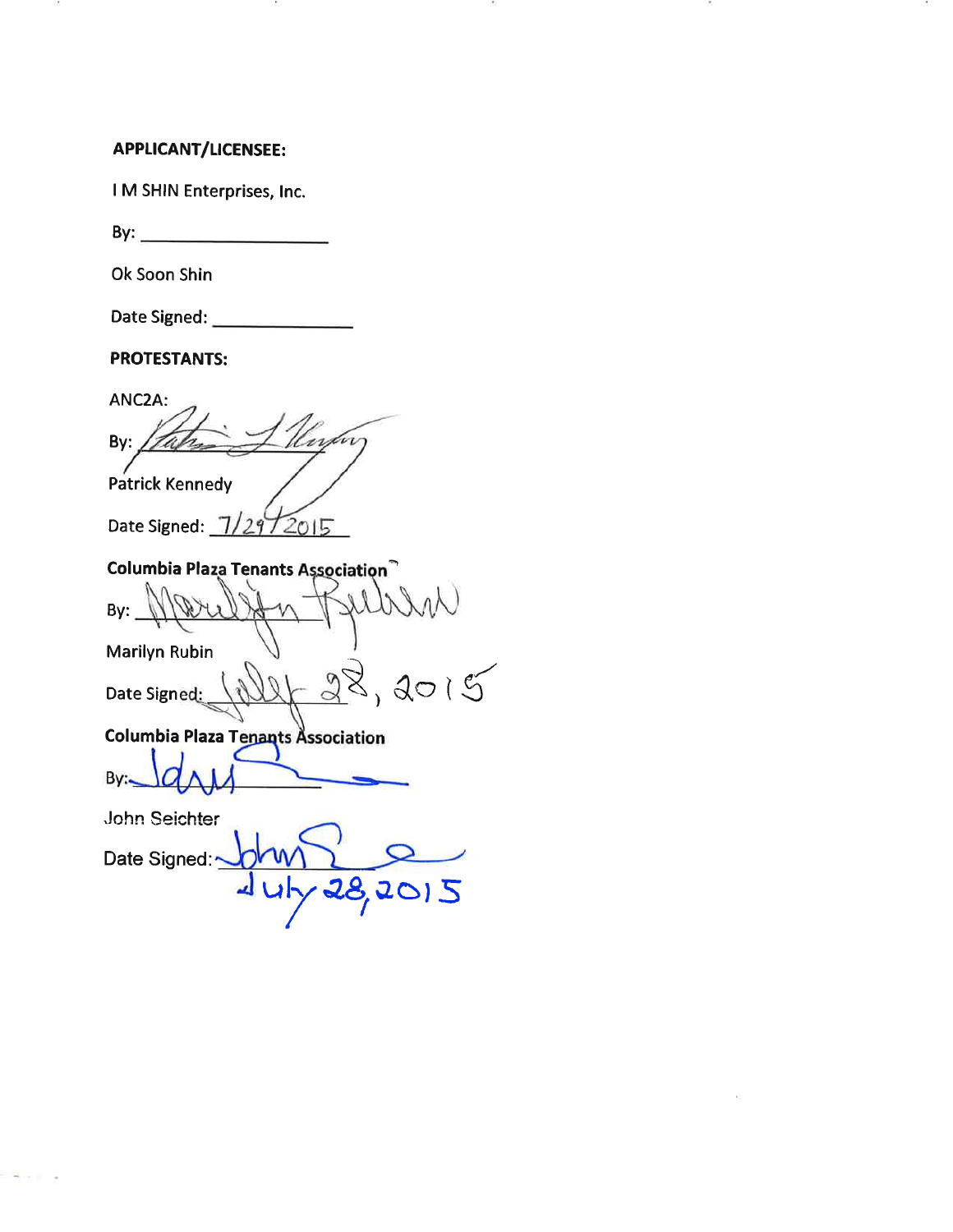**APPLICANT/LICENSEE:**

I M SHIN Enterprises, Inc.

By: ____________________

Ok Soon Shin

Date Signed: ______________

**PROTESTANTS:**

ANC2A:

By: [signature]

Patrick Kennedy

Date Signed: 7/29/2015

**Columbia Plaza Tenants Association**

By: [signature]

Marilyn Rubin

Date Signed: July 28, 2015

**Columbia Plaza Tenants Association**

By: [signature]

John Seichter

Date Signed: [signature] July 28, 2015